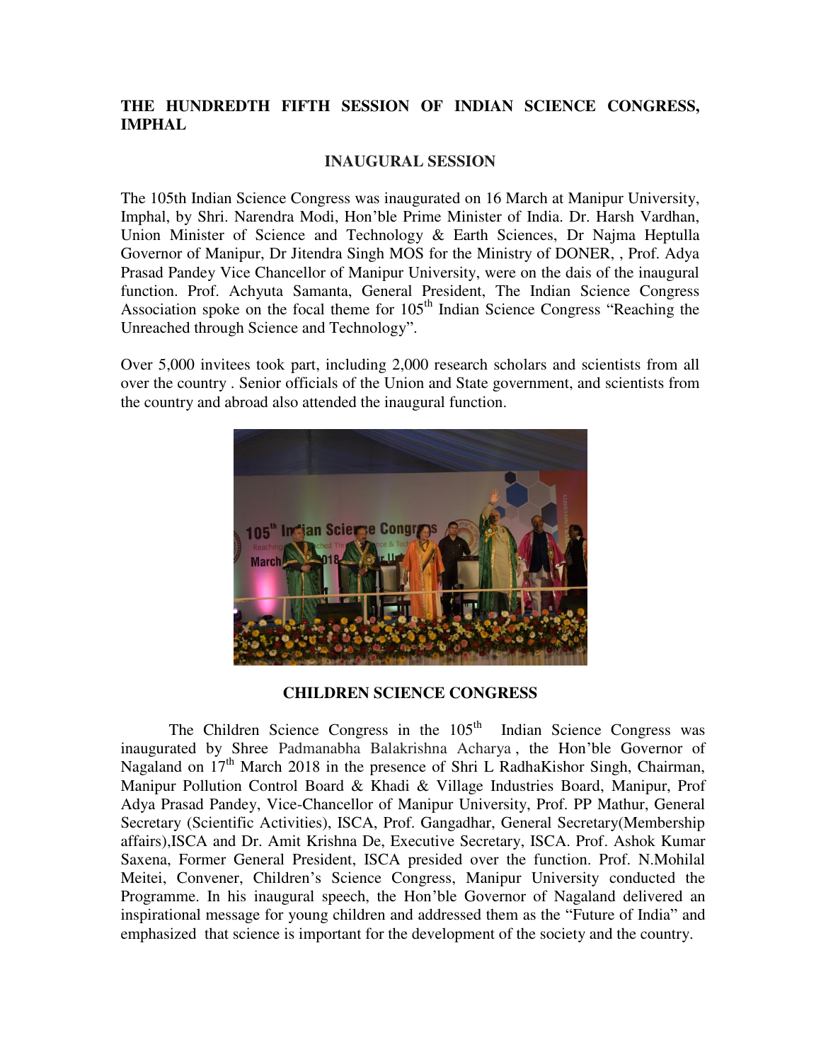**THE HUNDREDTH FIFTH SESSION OF INDIAN SCIENCE CONGRESS, IMPHAL**

**INAUGURAL SESSION**

The 105th Indian Science Congress was inaugurated on 16 March at Manipur University, Imphal, by Shri. Narendra Modi, Hon'ble Prime Minister of India. Dr. Harsh Vardhan, Union Minister of Science and Technology & Earth Sciences, Dr Najma Heptulla Governor of Manipur, Dr Jitendra Singh MOS for the Ministry of DONER, , Prof. Adya Prasad Pandey Vice Chancellor of Manipur University, were on the dais of the inaugural function. Prof. Achyuta Samanta, General President, The Indian Science Congress Association spoke on the focal theme for 105th Indian Science Congress "Reaching the Unreached through Science and Technology".

Over 5,000 invitees took part, including 2,000 research scholars and scientists from all over the country . Senior officials of the Union and State government, and scientists from the country and abroad also attended the inaugural function.

**CHILDREN SCIENCE CONGRESS**

The Children Science Congress in the 105th Indian Science Congress was inaugurated by Shree Padmanabha Balakrishna Acharya , the Hon'ble Governor of Nagaland on 17th March 2018 in the presence of Shri L RadhaKishor Singh, Chairman, Manipur Pollution Control Board & Khadi & Village Industries Board, Manipur, Prof Adya Prasad Pandey, Vice-Chancellor of Manipur University, Prof. PP Mathur, General Secretary (Scientific Activities), ISCA, Prof. Gangadhar, General Secretary(Membership affairs),ISCA and Dr. Amit Krishna De, Executive Secretary, ISCA. Prof. Ashok Kumar Saxena, Former General President, ISCA presided over the function. Prof. N.Mohilal Meitei, Convener, Children's Science Congress, Manipur University conducted the Programme. In his inaugural speech, the Hon'ble Governor of Nagaland delivered an inspirational message for young children and addressed them as the "Future of India" and emphasized that science is important for the development of the society and the country.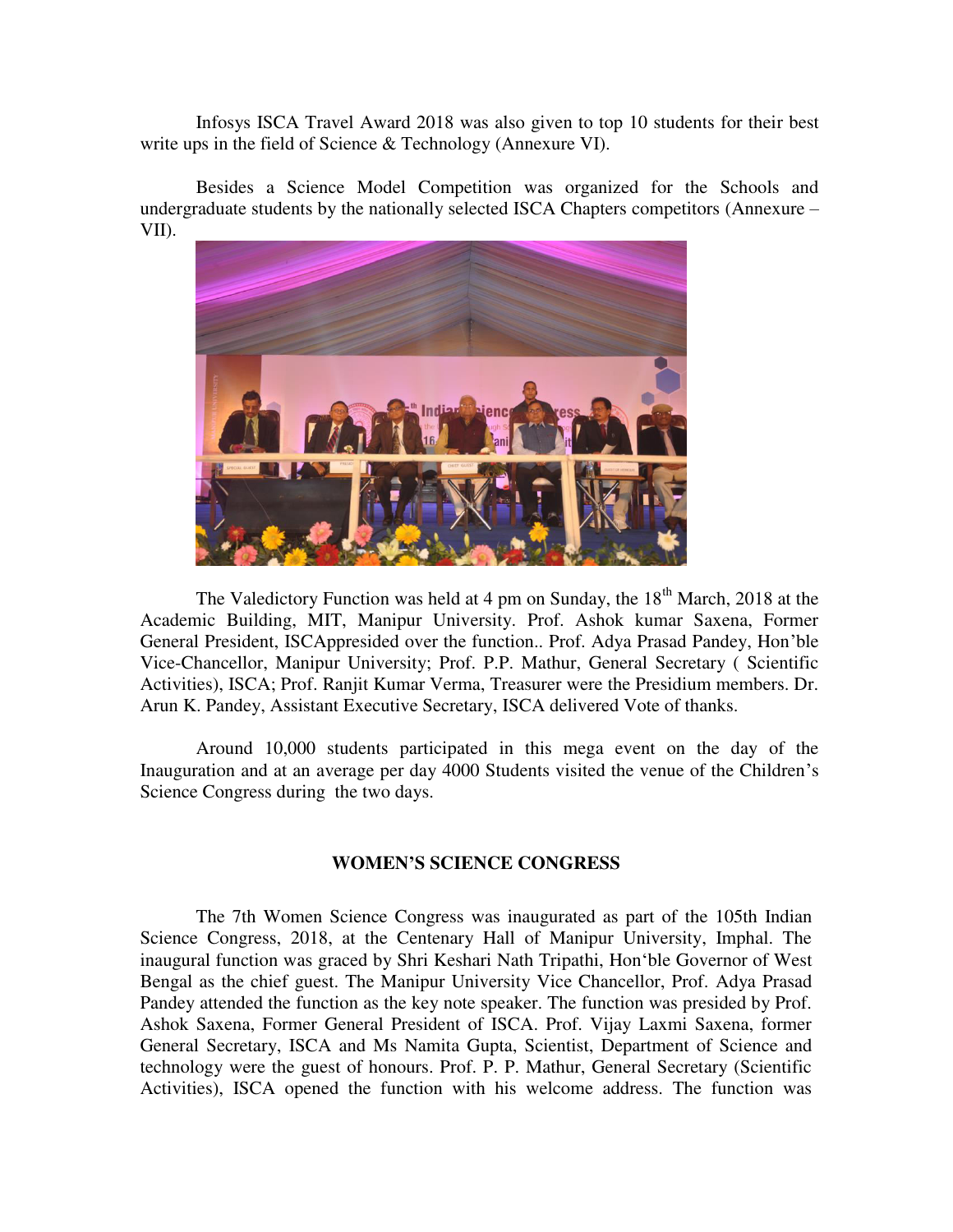Infosys ISCA Travel Award 2018 was also given to top 10 students for their best write ups in the field of Science & Technology (Annexure VI).

Besides a Science Model Competition was organized for the Schools and undergraduate students by the nationally selected ISCA Chapters competitors (Annexure – VII).

The Valedictory Function was held at 4 pm on Sunday, the 18th March, 2018 at the Academic Building, MIT, Manipur University. Prof. Ashok kumar Saxena, Former General President, ISCAppresided over the function.. Prof. Adya Prasad Pandey, Hon'ble Vice-Chancellor, Manipur University; Prof. P.P. Mathur, General Secretary ( Scientific Activities), ISCA; Prof. Ranjit Kumar Verma, Treasurer were the Presidium members. Dr. Arun K. Pandey, Assistant Executive Secretary, ISCA delivered Vote of thanks.

Around 10,000 students participated in this mega event on the day of the Inauguration and at an average per day 4000 Students visited the venue of the Children's Science Congress during the two days.

## WOMEN'S SCIENCE CONGRESS

The 7th Women Science Congress was inaugurated as part of the 105th Indian Science Congress, 2018, at the Centenary Hall of Manipur University, Imphal. The inaugural function was graced by Shri Keshari Nath Tripathi, Hon'ble Governor of West Bengal as the chief guest. The Manipur University Vice Chancellor, Prof. Adya Prasad Pandey attended the function as the key note speaker. The function was presided by Prof. Ashok Saxena, Former General President of ISCA. Prof. Vijay Laxmi Saxena, former General Secretary, ISCA and Ms Namita Gupta, Scientist, Department of Science and technology were the guest of honours. Prof. P. P. Mathur, General Secretary (Scientific Activities), ISCA opened the function with his welcome address. The function was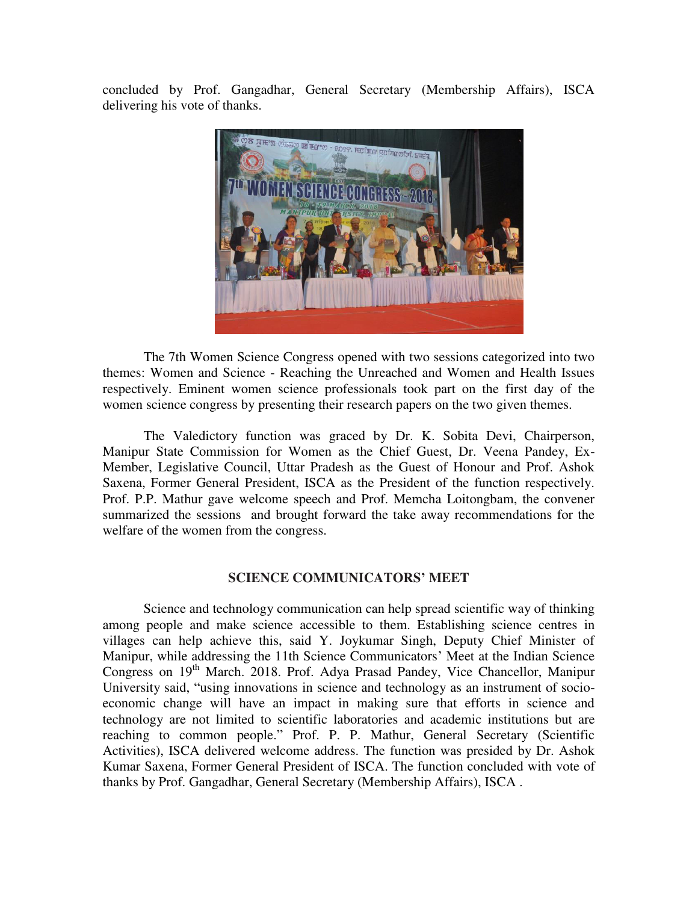concluded by Prof. Gangadhar, General Secretary (Membership Affairs), ISCA delivering his vote of thanks.

The 7th Women Science Congress opened with two sessions categorized into two themes: Women and Science - Reaching the Unreached and Women and Health Issues respectively. Eminent women science professionals took part on the first day of the women science congress by presenting their research papers on the two given themes.

The Valedictory function was graced by Dr. K. Sobita Devi, Chairperson, Manipur State Commission for Women as the Chief Guest, Dr. Veena Pandey, Ex-Member, Legislative Council, Uttar Pradesh as the Guest of Honour and Prof. Ashok Saxena, Former General President, ISCA as the President of the function respectively. Prof. P.P. Mathur gave welcome speech and Prof. Memcha Loitongbam, the convener summarized the sessions and brought forward the take away recommendations for the welfare of the women from the congress.

### SCIENCE COMMUNICATORS' MEET

Science and technology communication can help spread scientific way of thinking among people and make science accessible to them. Establishing science centres in villages can help achieve this, said Y. Joykumar Singh, Deputy Chief Minister of Manipur, while addressing the 11th Science Communicators' Meet at the Indian Science Congress on 19th March. 2018. Prof. Adya Prasad Pandey, Vice Chancellor, Manipur University said, "using innovations in science and technology as an instrument of socio-economic change will have an impact in making sure that efforts in science and technology are not limited to scientific laboratories and academic institutions but are reaching to common people." Prof. P. P. Mathur, General Secretary (Scientific Activities), ISCA delivered welcome address. The function was presided by Dr. Ashok Kumar Saxena, Former General President of ISCA. The function concluded with vote of thanks by Prof. Gangadhar, General Secretary (Membership Affairs), ISCA .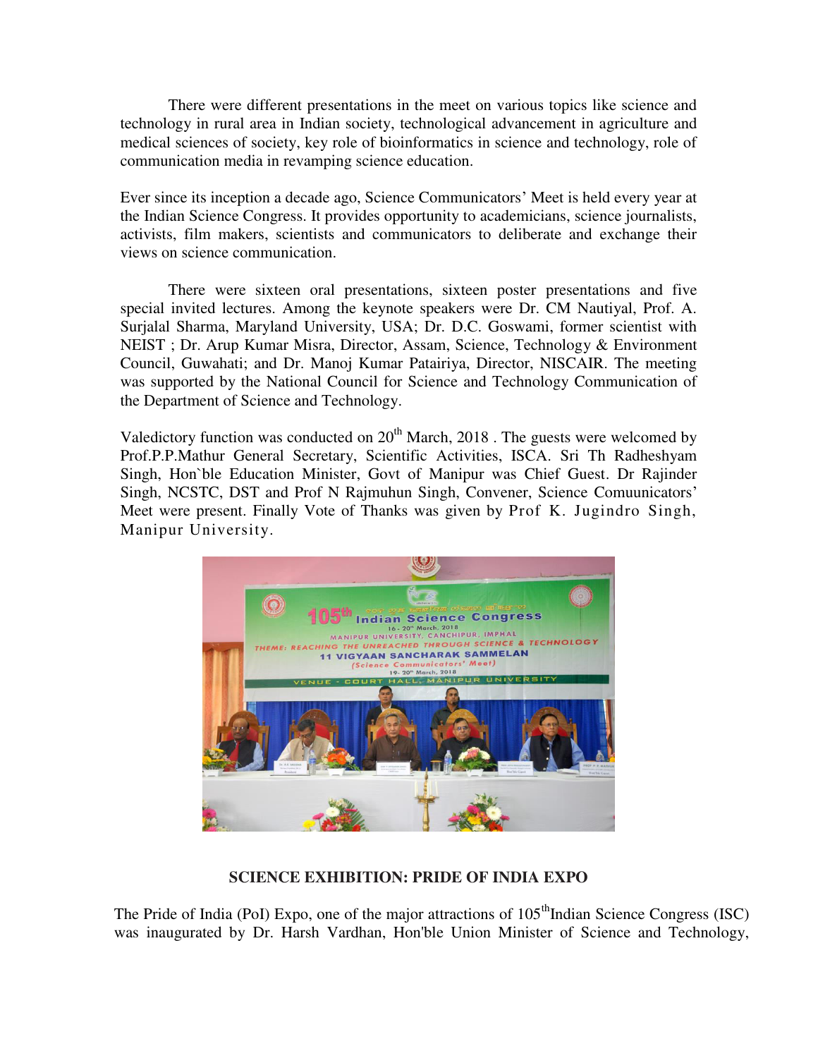There were different presentations in the meet on various topics like science and technology in rural area in Indian society, technological advancement in agriculture and medical sciences of society, key role of bioinformatics in science and technology, role of communication media in revamping science education.

Ever since its inception a decade ago, Science Communicators' Meet is held every year at the Indian Science Congress. It provides opportunity to academicians, science journalists, activists, film makers, scientists and communicators to deliberate and exchange their views on science communication.

There were sixteen oral presentations, sixteen poster presentations and five special invited lectures. Among the keynote speakers were Dr. CM Nautiyal, Prof. A. Surjalal Sharma, Maryland University, USA; Dr. D.C. Goswami, former scientist with NEIST ; Dr. Arup Kumar Misra, Director, Assam, Science, Technology & Environment Council, Guwahati; and Dr. Manoj Kumar Patairiya, Director, NISCAIR. The meeting was supported by the National Council for Science and Technology Communication of the Department of Science and Technology.

Valedictory function was conducted on 20th March, 2018 . The guests were welcomed by Prof.P.P.Mathur General Secretary, Scientific Activities, ISCA. Sri Th Radheshyam Singh, Hon`ble Education Minister, Govt of Manipur was Chief Guest. Dr Rajinder Singh, NCSTC, DST and Prof N Rajmuhun Singh, Convener, Science Comuunicators' Meet were present. Finally Vote of Thanks was given by Prof K. Jugindro Singh, Manipur University.

**SCIENCE EXHIBITION: PRIDE OF INDIA EXPO**

The Pride of India (PoI) Expo, one of the major attractions of 105th Indian Science Congress (ISC) was inaugurated by Dr. Harsh Vardhan, Hon'ble Union Minister of Science and Technology,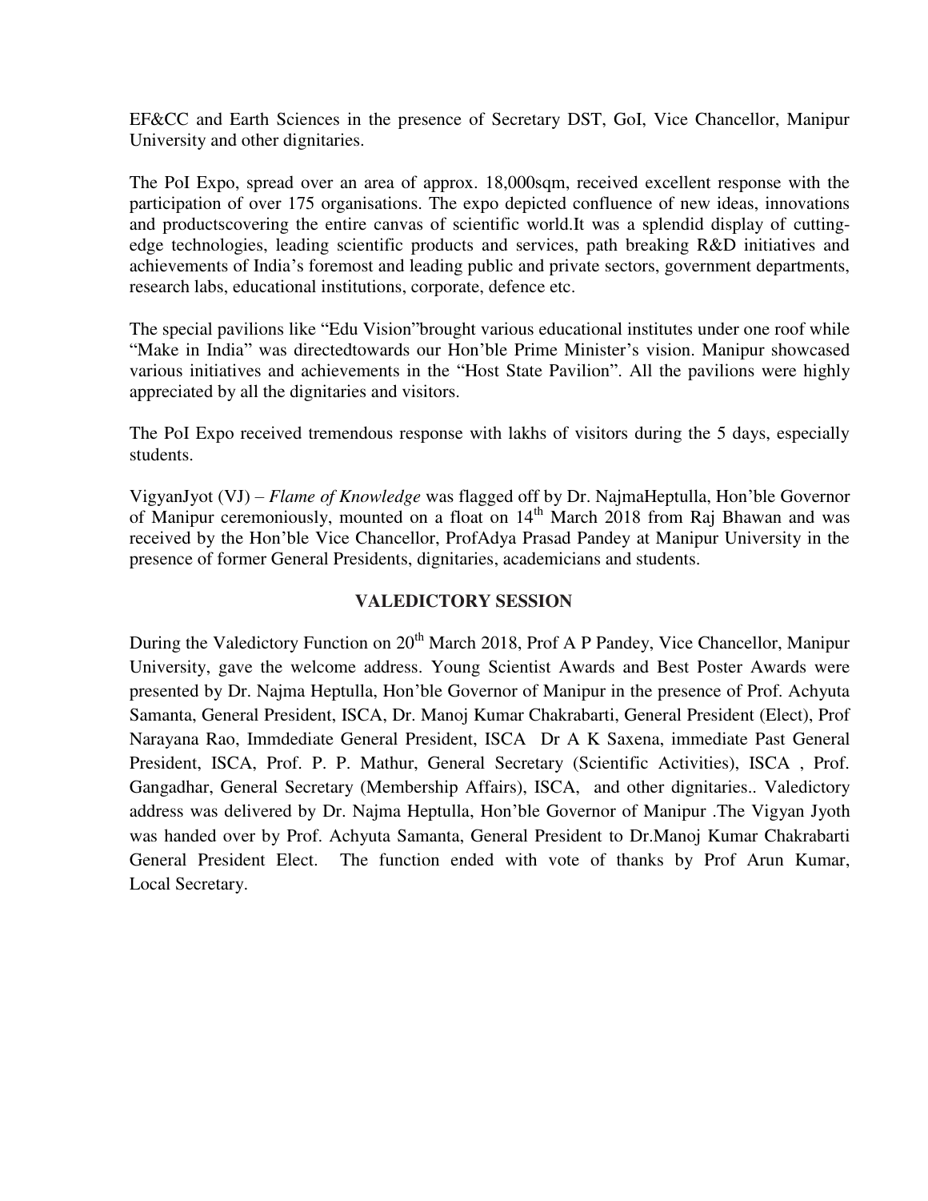EF&CC and Earth Sciences in the presence of Secretary DST, GoI, Vice Chancellor, Manipur University and other dignitaries.

The PoI Expo, spread over an area of approx. 18,000sqm, received excellent response with the participation of over 175 organisations. The expo depicted confluence of new ideas, innovations and productscovering the entire canvas of scientific world.It was a splendid display of cutting-edge technologies, leading scientific products and services, path breaking R&D initiatives and achievements of India's foremost and leading public and private sectors, government departments, research labs, educational institutions, corporate, defence etc.

The special pavilions like "Edu Vision"brought various educational institutes under one roof while "Make in India" was directedtowards our Hon'ble Prime Minister's vision. Manipur showcased various initiatives and achievements in the "Host State Pavilion". All the pavilions were highly appreciated by all the dignitaries and visitors.

The PoI Expo received tremendous response with lakhs of visitors during the 5 days, especially students.

VigyanJyot (VJ) – *Flame of Knowledge* was flagged off by Dr. NajmaHeptulla, Hon'ble Governor of Manipur ceremoniously, mounted on a float on 14th March 2018 from Raj Bhawan and was received by the Hon'ble Vice Chancellor, ProfAdya Prasad Pandey at Manipur University in the presence of former General Presidents, dignitaries, academicians and students.

## VALEDICTORY SESSION

During the Valedictory Function on 20th March 2018, Prof A P Pandey, Vice Chancellor, Manipur University, gave the welcome address. Young Scientist Awards and Best Poster Awards were presented by Dr. Najma Heptulla, Hon'ble Governor of Manipur in the presence of Prof. Achyuta Samanta, General President, ISCA, Dr. Manoj Kumar Chakrabarti, General President (Elect), Prof Narayana Rao, Immdediate General President, ISCA Dr A K Saxena, immediate Past General President, ISCA, Prof. P. P. Mathur, General Secretary (Scientific Activities), ISCA , Prof. Gangadhar, General Secretary (Membership Affairs), ISCA, and other dignitaries.. Valedictory address was delivered by Dr. Najma Heptulla, Hon'ble Governor of Manipur .The Vigyan Jyoth was handed over by Prof. Achyuta Samanta, General President to Dr.Manoj Kumar Chakrabarti General President Elect. The function ended with vote of thanks by Prof Arun Kumar, Local Secretary.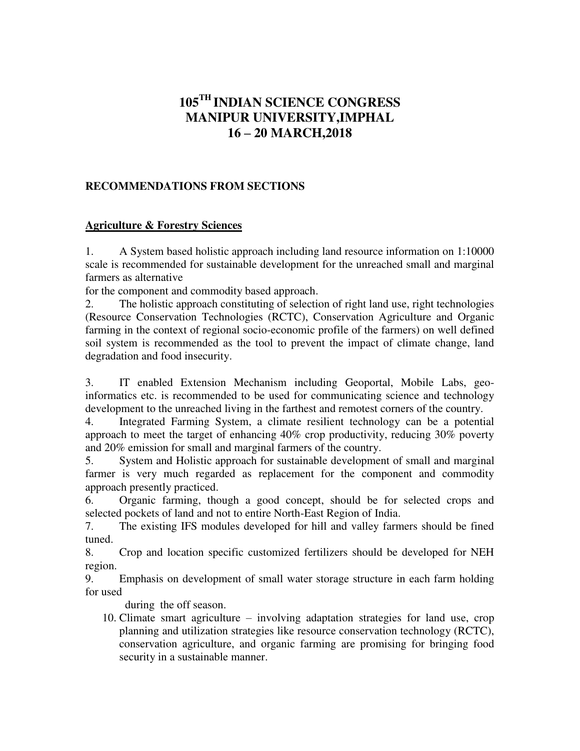# 105TH INDIAN SCIENCE CONGRESS
# MANIPUR UNIVERSITY,IMPHAL
# 16 – 20 MARCH,2018

## RECOMMENDATIONS FROM SECTIONS

### Agriculture & Forestry Sciences

1. A System based holistic approach including land resource information on 1:10000 scale is recommended for sustainable development for the unreached small and marginal farmers as alternative for the component and commodity based approach.
2. The holistic approach constituting of selection of right land use, right technologies (Resource Conservation Technologies (RCTC), Conservation Agriculture and Organic farming in the context of regional socio-economic profile of the farmers) on well defined soil system is recommended as the tool to prevent the impact of climate change, land degradation and food insecurity.
3. IT enabled Extension Mechanism including Geoportal, Mobile Labs, geo-informatics etc. is recommended to be used for communicating science and technology development to the unreached living in the farthest and remotest corners of the country.
4. Integrated Farming System, a climate resilient technology can be a potential approach to meet the target of enhancing 40% crop productivity, reducing 30% poverty and 20% emission for small and marginal farmers of the country.
5. System and Holistic approach for sustainable development of small and marginal farmer is very much regarded as replacement for the component and commodity approach presently practiced.
6. Organic farming, though a good concept, should be for selected crops and selected pockets of land and not to entire North-East Region of India.
7. The existing IFS modules developed for hill and valley farmers should be fined tuned.
8. Crop and location specific customized fertilizers should be developed for NEH region.
9. Emphasis on development of small water storage structure in each farm holding for used during the off season.
10. Climate smart agriculture – involving adaptation strategies for land use, crop planning and utilization strategies like resource conservation technology (RCTC), conservation agriculture, and organic farming are promising for bringing food security in a sustainable manner.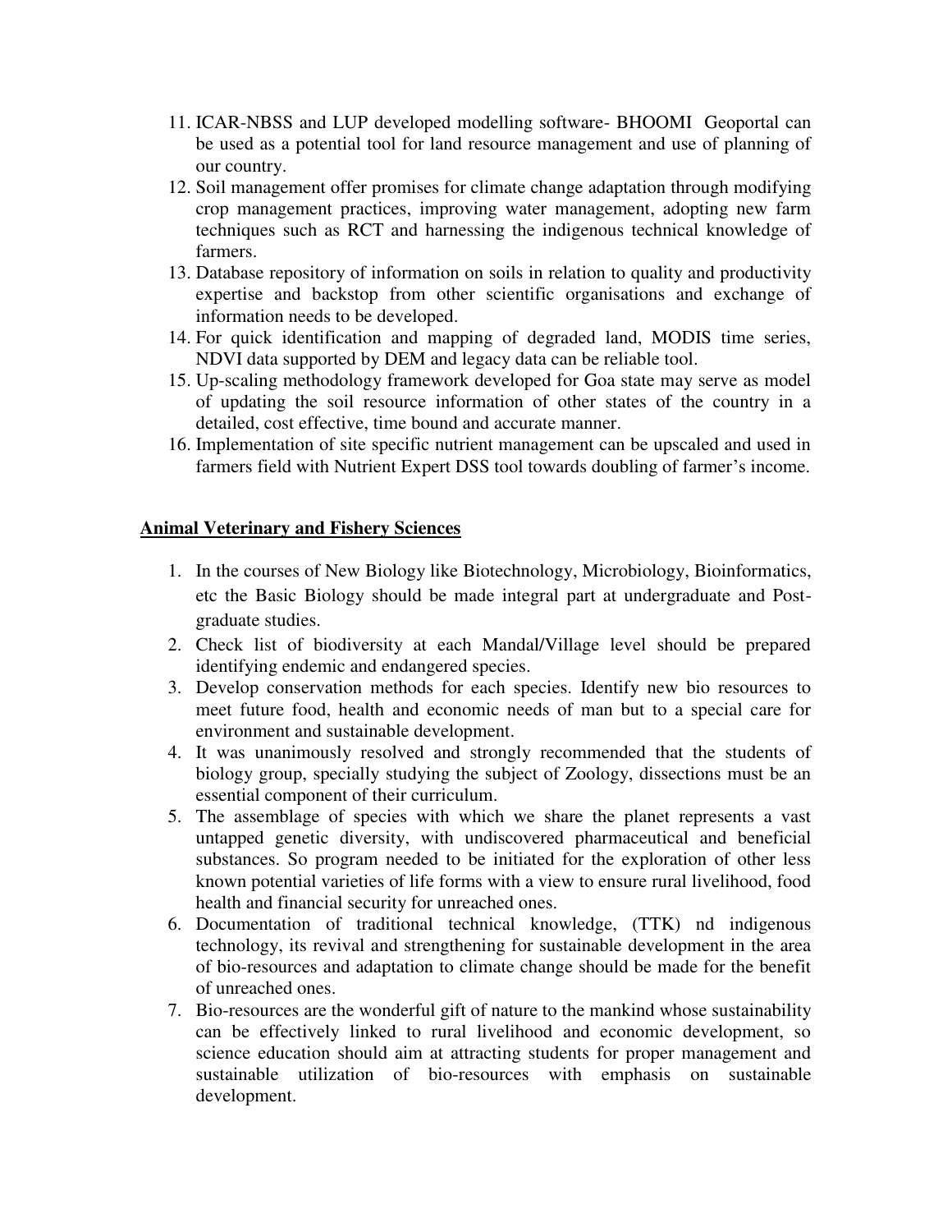11. ICAR-NBSS and LUP developed modelling software- BHOOMI Geoportal can be used as a potential tool for land resource management and use of planning of our country.
12. Soil management offer promises for climate change adaptation through modifying crop management practices, improving water management, adopting new farm techniques such as RCT and harnessing the indigenous technical knowledge of farmers.
13. Database repository of information on soils in relation to quality and productivity expertise and backstop from other scientific organisations and exchange of information needs to be developed.
14. For quick identification and mapping of degraded land, MODIS time series, NDVI data supported by DEM and legacy data can be reliable tool.
15. Up-scaling methodology framework developed for Goa state may serve as model of updating the soil resource information of other states of the country in a detailed, cost effective, time bound and accurate manner.
16. Implementation of site specific nutrient management can be upscaled and used in farmers field with Nutrient Expert DSS tool towards doubling of farmer's income.

**Animal Veterinary and Fishery Sciences**

1. In the courses of New Biology like Biotechnology, Microbiology, Bioinformatics, etc the Basic Biology should be made integral part at undergraduate and Post-graduate studies.
2. Check list of biodiversity at each Mandal/Village level should be prepared identifying endemic and endangered species.
3. Develop conservation methods for each species. Identify new bio resources to meet future food, health and economic needs of man but to a special care for environment and sustainable development.
4. It was unanimously resolved and strongly recommended that the students of biology group, specially studying the subject of Zoology, dissections must be an essential component of their curriculum.
5. The assemblage of species with which we share the planet represents a vast untapped genetic diversity, with undiscovered pharmaceutical and beneficial substances. So program needed to be initiated for the exploration of other less known potential varieties of life forms with a view to ensure rural livelihood, food health and financial security for unreached ones.
6. Documentation of traditional technical knowledge, (TTK) nd indigenous technology, its revival and strengthening for sustainable development in the area of bio-resources and adaptation to climate change should be made for the benefit of unreached ones.
7. Bio-resources are the wonderful gift of nature to the mankind whose sustainability can be effectively linked to rural livelihood and economic development, so science education should aim at attracting students for proper management and sustainable utilization of bio-resources with emphasis on sustainable development.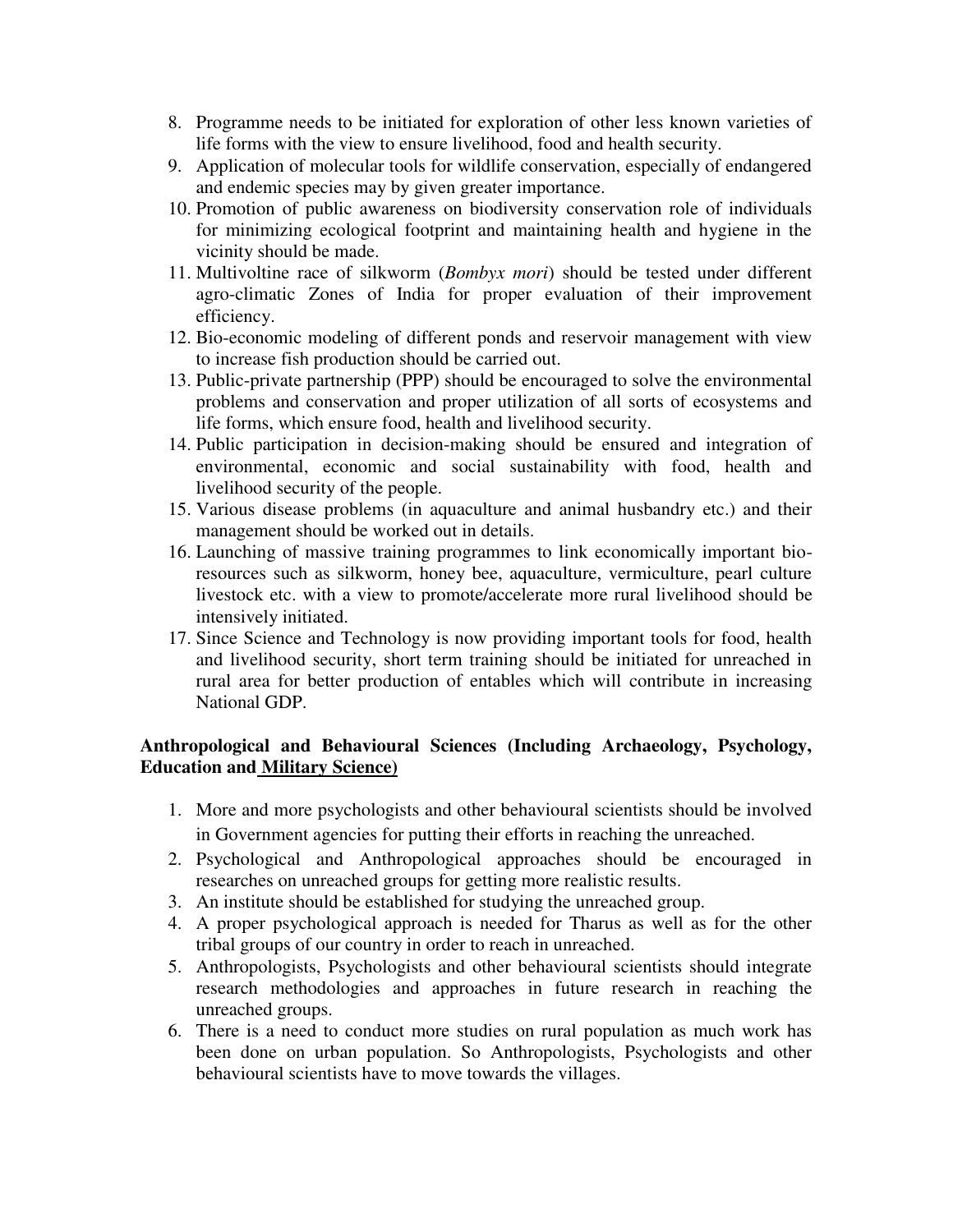8. Programme needs to be initiated for exploration of other less known varieties of life forms with the view to ensure livelihood, food and health security.
9. Application of molecular tools for wildlife conservation, especially of endangered and endemic species may by given greater importance.
10. Promotion of public awareness on biodiversity conservation role of individuals for minimizing ecological footprint and maintaining health and hygiene in the vicinity should be made.
11. Multivoltine race of silkworm (*Bombyx mori*) should be tested under different agro-climatic Zones of India for proper evaluation of their improvement efficiency.
12. Bio-economic modeling of different ponds and reservoir management with view to increase fish production should be carried out.
13. Public-private partnership (PPP) should be encouraged to solve the environmental problems and conservation and proper utilization of all sorts of ecosystems and life forms, which ensure food, health and livelihood security.
14. Public participation in decision-making should be ensured and integration of environmental, economic and social sustainability with food, health and livelihood security of the people.
15. Various disease problems (in aquaculture and animal husbandry etc.) and their management should be worked out in details.
16. Launching of massive training programmes to link economically important bio-resources such as silkworm, honey bee, aquaculture, vermiculture, pearl culture livestock etc. with a view to promote/accelerate more rural livelihood should be intensively initiated.
17. Since Science and Technology is now providing important tools for food, health and livelihood security, short term training should be initiated for unreached in rural area for better production of entables which will contribute in increasing National GDP.

**Anthropological and Behavioural Sciences (Including Archaeology, Psychology, Education and Military Science)**

1. More and more psychologists and other behavioural scientists should be involved in Government agencies for putting their efforts in reaching the unreached.
2. Psychological and Anthropological approaches should be encouraged in researches on unreached groups for getting more realistic results.
3. An institute should be established for studying the unreached group.
4. A proper psychological approach is needed for Tharus as well as for the other tribal groups of our country in order to reach in unreached.
5. Anthropologists, Psychologists and other behavioural scientists should integrate research methodologies and approaches in future research in reaching the unreached groups.
6. There is a need to conduct more studies on rural population as much work has been done on urban population. So Anthropologists, Psychologists and other behavioural scientists have to move towards the villages.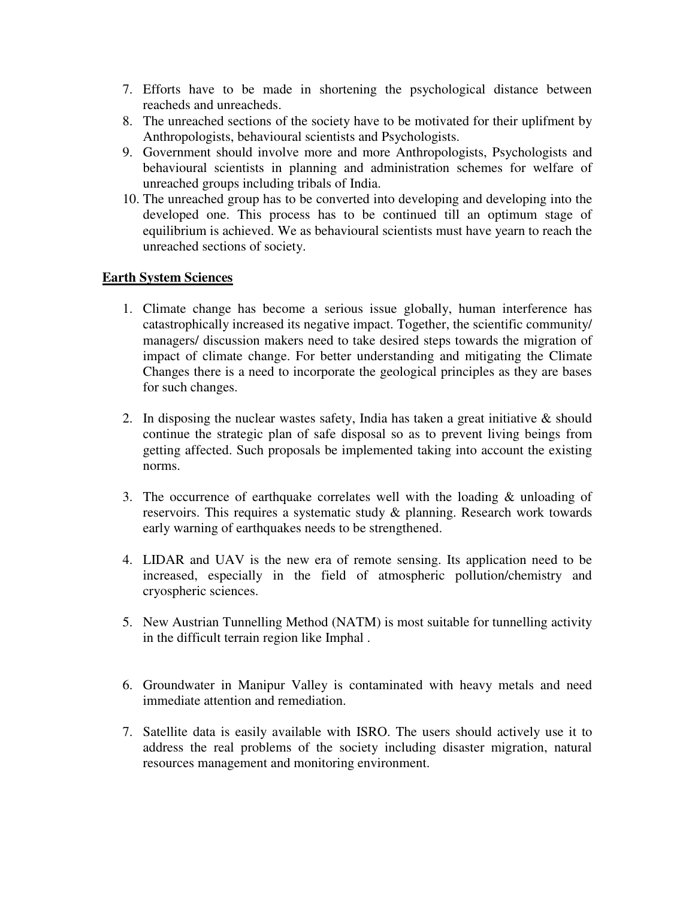7. Efforts have to be made in shortening the psychological distance between reacheds and unreacheds.
8. The unreached sections of the society have to be motivated for their uplifment by Anthropologists, behavioural scientists and Psychologists.
9. Government should involve more and more Anthropologists, Psychologists and behavioural scientists in planning and administration schemes for welfare of unreached groups including tribals of India.
10. The unreached group has to be converted into developing and developing into the developed one. This process has to be continued till an optimum stage of equilibrium is achieved. We as behavioural scientists must have yearn to reach the unreached sections of society.

**Earth System Sciences**

1. Climate change has become a serious issue globally, human interference has catastrophically increased its negative impact. Together, the scientific community/ managers/ discussion makers need to take desired steps towards the migration of impact of climate change. For better understanding and mitigating the Climate Changes there is a need to incorporate the geological principles as they are bases for such changes.

2. In disposing the nuclear wastes safety, India has taken a great initiative & should continue the strategic plan of safe disposal so as to prevent living beings from getting affected. Such proposals be implemented taking into account the existing norms.

3. The occurrence of earthquake correlates well with the loading & unloading of reservoirs. This requires a systematic study & planning. Research work towards early warning of earthquakes needs to be strengthened.

4. LIDAR and UAV is the new era of remote sensing. Its application need to be increased, especially in the field of atmospheric pollution/chemistry and cryospheric sciences.

5. New Austrian Tunnelling Method (NATM) is most suitable for tunnelling activity in the difficult terrain region like Imphal .

6. Groundwater in Manipur Valley is contaminated with heavy metals and need immediate attention and remediation.

7. Satellite data is easily available with ISRO. The users should actively use it to address the real problems of the society including disaster migration, natural resources management and monitoring environment.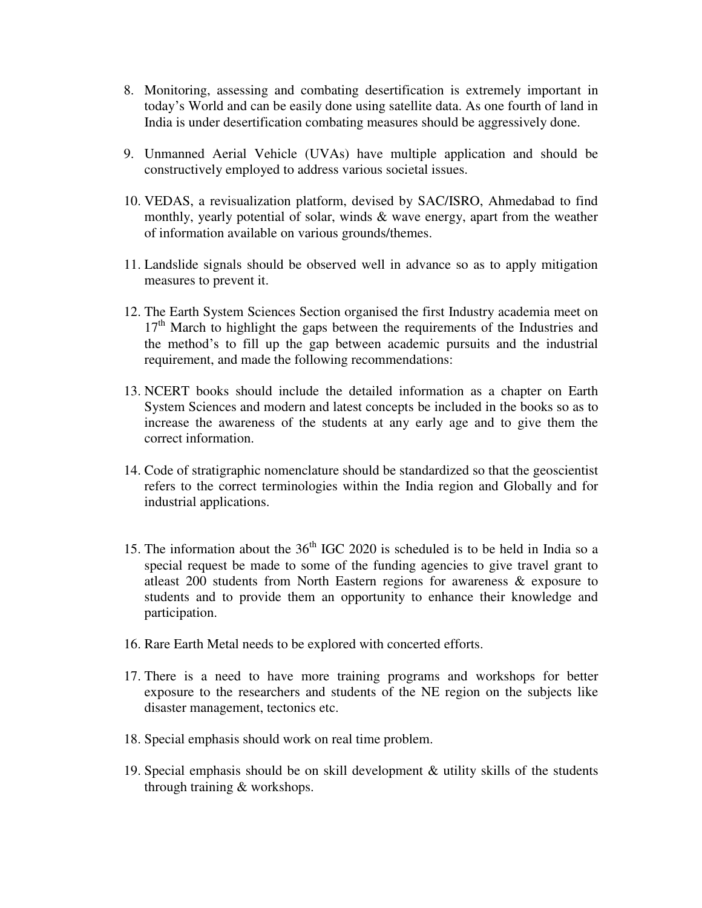8. Monitoring, assessing and combating desertification is extremely important in today's World and can be easily done using satellite data. As one fourth of land in India is under desertification combating measures should be aggressively done.

9. Unmanned Aerial Vehicle (UVAs) have multiple application and should be constructively employed to address various societal issues.

10. VEDAS, a revisualization platform, devised by SAC/ISRO, Ahmedabad to find monthly, yearly potential of solar, winds & wave energy, apart from the weather of information available on various grounds/themes.

11. Landslide signals should be observed well in advance so as to apply mitigation measures to prevent it.

12. The Earth System Sciences Section organised the first Industry academia meet on 17th March to highlight the gaps between the requirements of the Industries and the method's to fill up the gap between academic pursuits and the industrial requirement, and made the following recommendations:

13. NCERT books should include the detailed information as a chapter on Earth System Sciences and modern and latest concepts be included in the books so as to increase the awareness of the students at any early age and to give them the correct information.

14. Code of stratigraphic nomenclature should be standardized so that the geoscientist refers to the correct terminologies within the India region and Globally and for industrial applications.

15. The information about the 36th IGC 2020 is scheduled is to be held in India so a special request be made to some of the funding agencies to give travel grant to atleast 200 students from North Eastern regions for awareness & exposure to students and to provide them an opportunity to enhance their knowledge and participation.

16. Rare Earth Metal needs to be explored with concerted efforts.

17. There is a need to have more training programs and workshops for better exposure to the researchers and students of the NE region on the subjects like disaster management, tectonics etc.

18. Special emphasis should work on real time problem.

19. Special emphasis should be on skill development & utility skills of the students through training & workshops.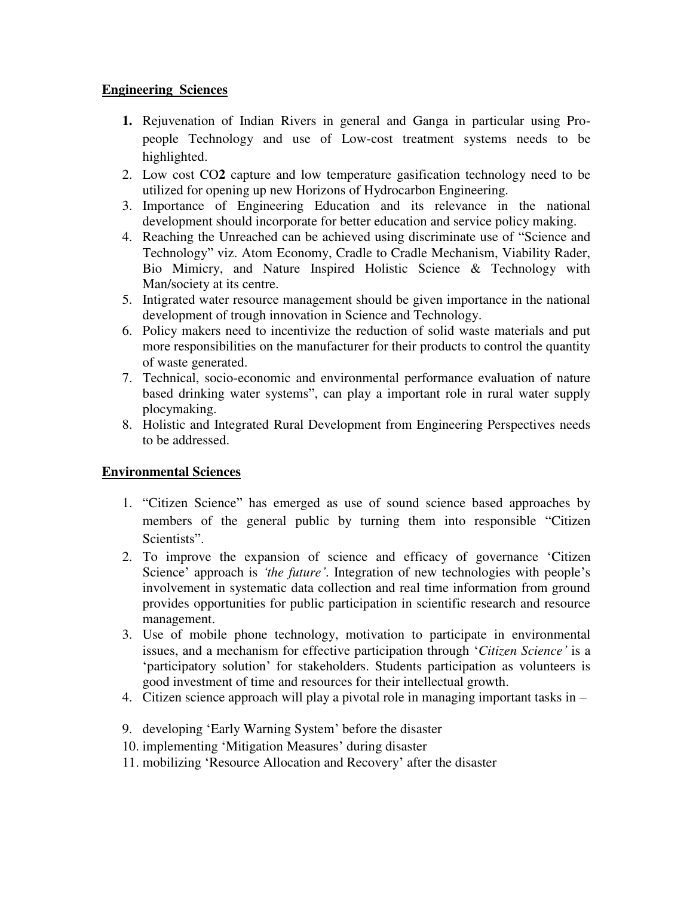**Engineering Sciences**

1. Rejuvenation of Indian Rivers in general and Ganga in particular using Pro-people Technology and use of Low-cost treatment systems needs to be highlighted.
2. Low cost $CO_2$ capture and low temperature gasification technology need to be utilized for opening up new Horizons of Hydrocarbon Engineering.
3. Importance of Engineering Education and its relevance in the national development should incorporate for better education and service policy making.
4. Reaching the Unreached can be achieved using discriminate use of "Science and Technology" viz. Atom Economy, Cradle to Cradle Mechanism, Viability Rader, Bio Mimicry, and Nature Inspired Holistic Science & Technology with Man/society at its centre.
5. Intigrated water resource management should be given importance in the national development of trough innovation in Science and Technology.
6. Policy makers need to incentivize the reduction of solid waste materials and put more responsibilities on the manufacturer for their products to control the quantity of waste generated.
7. Technical, socio-economic and environmental performance evaluation of nature based drinking water systems", can play a important role in rural water supply plocymaking.
8. Holistic and Integrated Rural Development from Engineering Perspectives needs to be addressed.

**Environmental Sciences**

1. "Citizen Science" has emerged as use of sound science based approaches by members of the general public by turning them into responsible "Citizen Scientists".
2. To improve the expansion of science and efficacy of governance 'Citizen Science' approach is *'the future'*. Integration of new technologies with people's involvement in systematic data collection and real time information from ground provides opportunities for public participation in scientific research and resource management.
3. Use of mobile phone technology, motivation to participate in environmental issues, and a mechanism for effective participation through '*Citizen Science'* is a 'participatory solution' for stakeholders. Students participation as volunteers is good investment of time and resources for their intellectual growth.
4. Citizen science approach will play a pivotal role in managing important tasks in –

9. developing 'Early Warning System' before the disaster
10. implementing 'Mitigation Measures' during disaster
11. mobilizing 'Resource Allocation and Recovery' after the disaster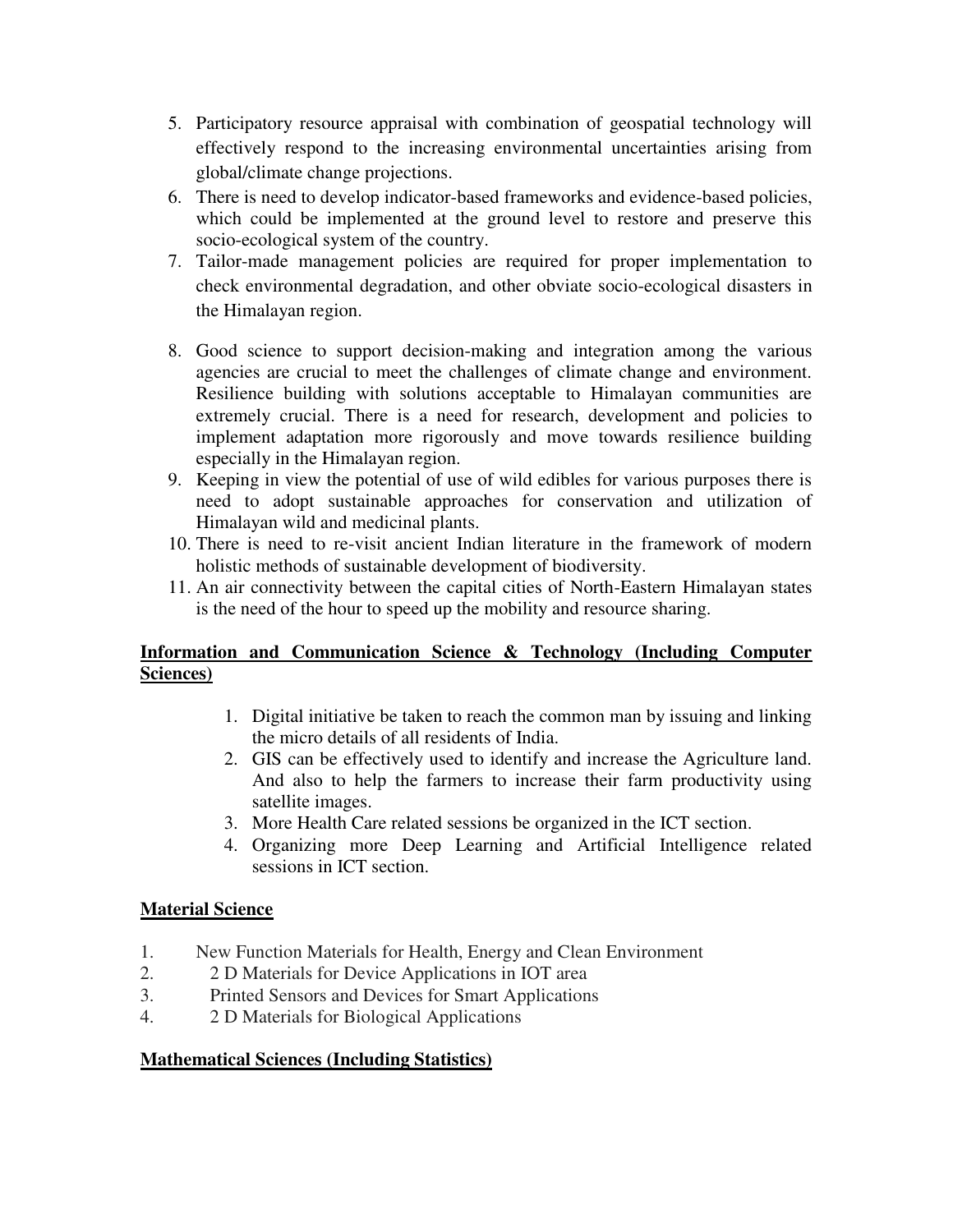5. Participatory resource appraisal with combination of geospatial technology will effectively respond to the increasing environmental uncertainties arising from global/climate change projections.
6. There is need to develop indicator-based frameworks and evidence-based policies, which could be implemented at the ground level to restore and preserve this socio-ecological system of the country.
7. Tailor-made management policies are required for proper implementation to check environmental degradation, and other obviate socio-ecological disasters in the Himalayan region.
8. Good science to support decision-making and integration among the various agencies are crucial to meet the challenges of climate change and environment. Resilience building with solutions acceptable to Himalayan communities are extremely crucial. There is a need for research, development and policies to implement adaptation more rigorously and move towards resilience building especially in the Himalayan region.
9. Keeping in view the potential of use of wild edibles for various purposes there is need to adopt sustainable approaches for conservation and utilization of Himalayan wild and medicinal plants.
10. There is need to re-visit ancient Indian literature in the framework of modern holistic methods of sustainable development of biodiversity.
11. An air connectivity between the capital cities of North-Eastern Himalayan states is the need of the hour to speed up the mobility and resource sharing.

**Information and Communication Science & Technology (Including Computer Sciences)**

1. Digital initiative be taken to reach the common man by issuing and linking the micro details of all residents of India.
2. GIS can be effectively used to identify and increase the Agriculture land. And also to help the farmers to increase their farm productivity using satellite images.
3. More Health Care related sessions be organized in the ICT section.
4. Organizing more Deep Learning and Artificial Intelligence related sessions in ICT section.

**Material Science**

1. New Function Materials for Health, Energy and Clean Environment
2. 2 D Materials for Device Applications in IOT area
3. Printed Sensors and Devices for Smart Applications
4. 2 D Materials for Biological Applications

**Mathematical Sciences (Including Statistics)**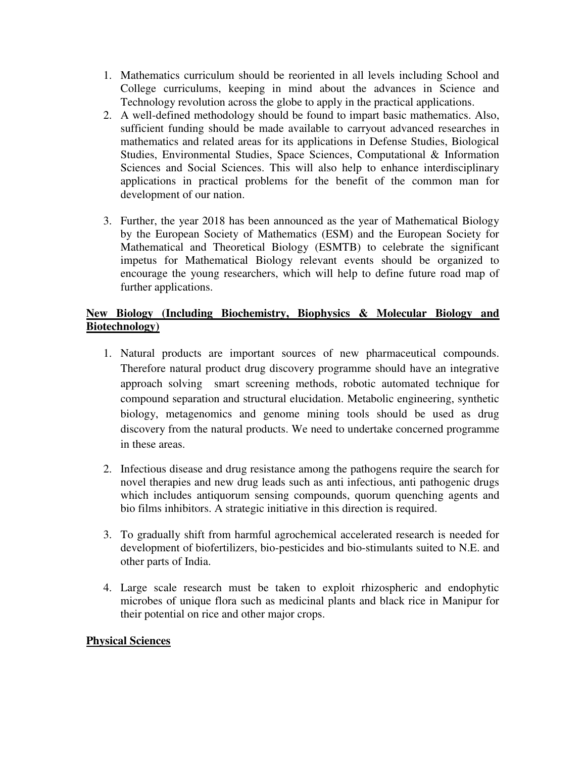1. Mathematics curriculum should be reoriented in all levels including School and College curriculums, keeping in mind about the advances in Science and Technology revolution across the globe to apply in the practical applications.
2. A well-defined methodology should be found to impart basic mathematics. Also, sufficient funding should be made available to carryout advanced researches in mathematics and related areas for its applications in Defense Studies, Biological Studies, Environmental Studies, Space Sciences, Computational & Information Sciences and Social Sciences. This will also help to enhance interdisciplinary applications in practical problems for the benefit of the common man for development of our nation.
3. Further, the year 2018 has been announced as the year of Mathematical Biology by the European Society of Mathematics (ESM) and the European Society for Mathematical and Theoretical Biology (ESMTB) to celebrate the significant impetus for Mathematical Biology relevant events should be organized to encourage the young researchers, which will help to define future road map of further applications.

**New Biology (Including Biochemistry, Biophysics & Molecular Biology and Biotechnology)**

1. Natural products are important sources of new pharmaceutical compounds. Therefore natural product drug discovery programme should have an integrative approach solving smart screening methods, robotic automated technique for compound separation and structural elucidation. Metabolic engineering, synthetic biology, metagenomics and genome mining tools should be used as drug discovery from the natural products. We need to undertake concerned programme in these areas.
2. Infectious disease and drug resistance among the pathogens require the search for novel therapies and new drug leads such as anti infectious, anti pathogenic drugs which includes antiquorum sensing compounds, quorum quenching agents and bio films inhibitors. A strategic initiative in this direction is required.
3. To gradually shift from harmful agrochemical accelerated research is needed for development of biofertilizers, bio-pesticides and bio-stimulants suited to N.E. and other parts of India.
4. Large scale research must be taken to exploit rhizospheric and endophytic microbes of unique flora such as medicinal plants and black rice in Manipur for their potential on rice and other major crops.

**Physical Sciences**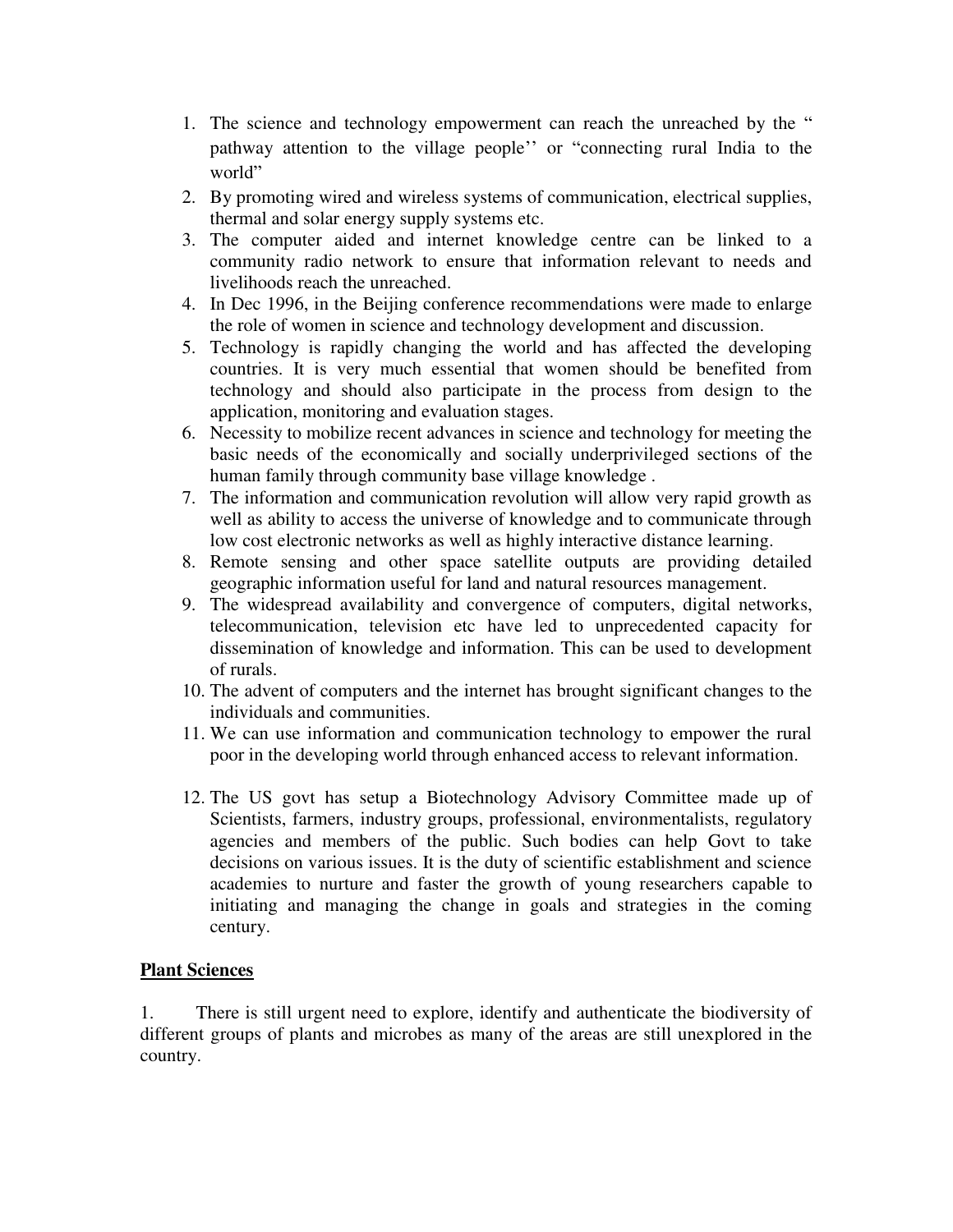1. The science and technology empowerment can reach the unreached by the " pathway attention to the village people'' or "connecting rural India to the world"
2. By promoting wired and wireless systems of communication, electrical supplies, thermal and solar energy supply systems etc.
3. The computer aided and internet knowledge centre can be linked to a community radio network to ensure that information relevant to needs and livelihoods reach the unreached.
4. In Dec 1996, in the Beijing conference recommendations were made to enlarge the role of women in science and technology development and discussion.
5. Technology is rapidly changing the world and has affected the developing countries. It is very much essential that women should be benefited from technology and should also participate in the process from design to the application, monitoring and evaluation stages.
6. Necessity to mobilize recent advances in science and technology for meeting the basic needs of the economically and socially underprivileged sections of the human family through community base village knowledge .
7. The information and communication revolution will allow very rapid growth as well as ability to access the universe of knowledge and to communicate through low cost electronic networks as well as highly interactive distance learning.
8. Remote sensing and other space satellite outputs are providing detailed geographic information useful for land and natural resources management.
9. The widespread availability and convergence of computers, digital networks, telecommunication, television etc have led to unprecedented capacity for dissemination of knowledge and information. This can be used to development of rurals.
10. The advent of computers and the internet has brought significant changes to the individuals and communities.
11. We can use information and communication technology to empower the rural poor in the developing world through enhanced access to relevant information.
12. The US govt has setup a Biotechnology Advisory Committee made up of Scientists, farmers, industry groups, professional, environmentalists, regulatory agencies and members of the public. Such bodies can help Govt to take decisions on various issues. It is the duty of scientific establishment and science academies to nurture and faster the growth of young researchers capable to initiating and managing the change in goals and strategies in the coming century.

**Plant Sciences**

1. There is still urgent need to explore, identify and authenticate the biodiversity of different groups of plants and microbes as many of the areas are still unexplored in the country.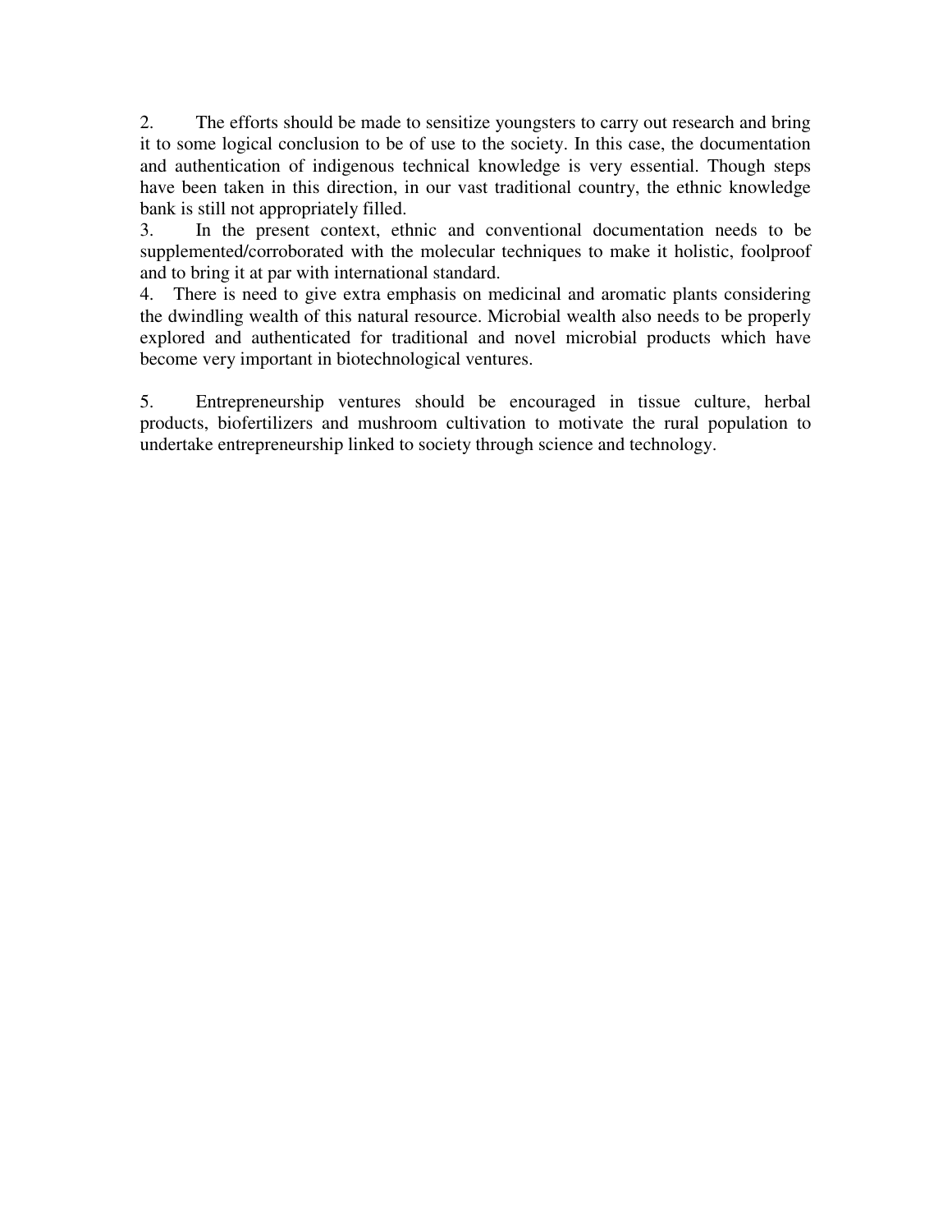2. The efforts should be made to sensitize youngsters to carry out research and bring it to some logical conclusion to be of use to the society. In this case, the documentation and authentication of indigenous technical knowledge is very essential. Though steps have been taken in this direction, in our vast traditional country, the ethnic knowledge bank is still not appropriately filled.

3. In the present context, ethnic and conventional documentation needs to be supplemented/corroborated with the molecular techniques to make it holistic, foolproof and to bring it at par with international standard.

4. There is need to give extra emphasis on medicinal and aromatic plants considering the dwindling wealth of this natural resource. Microbial wealth also needs to be properly explored and authenticated for traditional and novel microbial products which have become very important in biotechnological ventures.

5. Entrepreneurship ventures should be encouraged in tissue culture, herbal products, biofertilizers and mushroom cultivation to motivate the rural population to undertake entrepreneurship linked to society through science and technology.